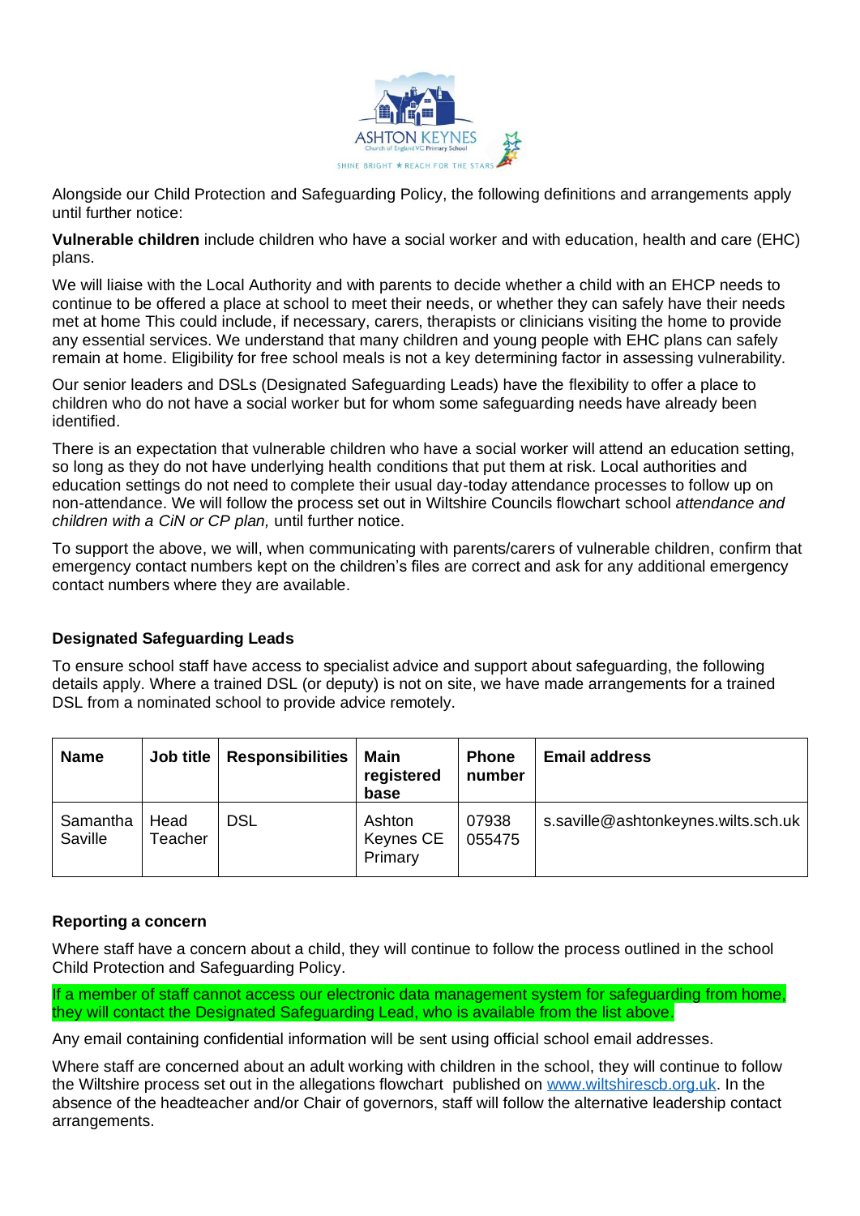Alongside our Child Protection and Safeguarding Policy, the following definitions and arrangements apply until further notice:

**Vulnerable children** include children who have a social worker and with education, health and care (EHC) plans.

We will liaise with the Local Authority and with parents to decide whether a child with an EHCP needs to continue to be offered a place at school to meet their needs, or whether they can safely have their needs met at home This could include, if necessary, carers, therapists or clinicians visiting the home to provide any essential services. We understand that many children and young people with EHC plans can safely remain at home. Eligibility for free school meals is not a key determining factor in assessing vulnerability.

Our senior leaders and DSLs (Designated Safeguarding Leads) have the flexibility to offer a place to children who do not have a social worker but for whom some safeguarding needs have already been identified.

There is an expectation that vulnerable children who have a social worker will attend an education setting, so long as they do not have underlying health conditions that put them at risk. Local authorities and education settings do not need to complete their usual day-today attendance processes to follow up on non-attendance. We will follow the process set out in Wiltshire Councils flowchart school *attendance and children with a CiN or CP plan,* until further notice.

To support the above, we will, when communicating with parents/carers of vulnerable children, confirm that emergency contact numbers kept on the children's files are correct and ask for any additional emergency contact numbers where they are available.

### Designated Safeguarding Leads

To ensure school staff have access to specialist advice and support about safeguarding, the following details apply. Where a trained DSL (or deputy) is not on site, we have made arrangements for a trained DSL from a nominated school to provide advice remotely.

| Name | Job title | Responsibilities | Main registered base | Phone number | Email address |
|---|---|---|---|---|---|
| Samantha Saville | Head Teacher | DSL | Ashton Keynes CE Primary | 07938 055475 | s.saville@ashtonkeynes.wilts.sch.uk |

### Reporting a concern

Where staff have a concern about a child, they will continue to follow the process outlined in the school Child Protection and Safeguarding Policy.

If a member of staff cannot access our electronic data management system for safeguarding from home, they will contact the Designated Safeguarding Lead, who is available from the list above.

Any email containing confidential information will be sent using official school email addresses.

Where staff are concerned about an adult working with children in the school, they will continue to follow the Wiltshire process set out in the allegations flowchart published on www.wiltshirescb.org.uk. In the absence of the headteacher and/or Chair of governors, staff will follow the alternative leadership contact arrangements.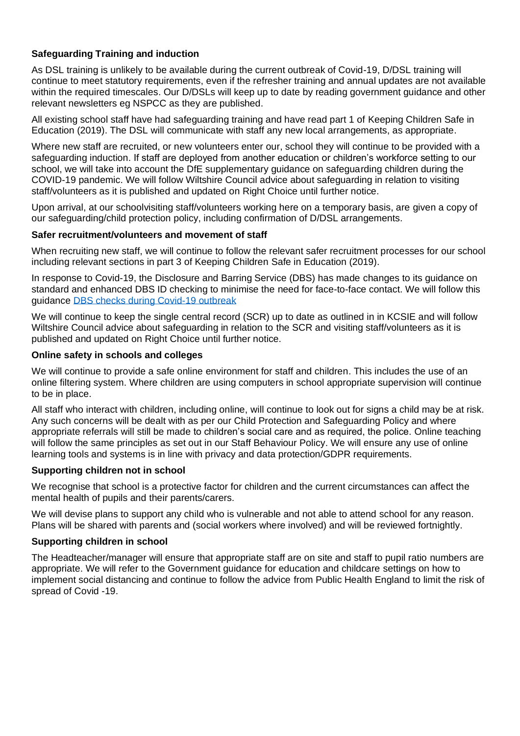**Safeguarding Training and induction**

As DSL training is unlikely to be available during the current outbreak of Covid-19, D/DSL training will continue to meet statutory requirements, even if the refresher training and annual updates are not available within the required timescales. Our D/DSLs will keep up to date by reading government guidance and other relevant newsletters eg NSPCC as they are published.

All existing school staff have had safeguarding training and have read part 1 of Keeping Children Safe in Education (2019). The DSL will communicate with staff any new local arrangements, as appropriate.

Where new staff are recruited, or new volunteers enter our, school they will continue to be provided with a safeguarding induction. If staff are deployed from another education or children's workforce setting to our school, we will take into account the DfE supplementary guidance on safeguarding children during the COVID-19 pandemic. We will follow Wiltshire Council advice about safeguarding in relation to visiting staff/volunteers as it is published and updated on Right Choice until further notice.

Upon arrival, at our schoolvisiting staff/volunteers working here on a temporary basis, are given a copy of our safeguarding/child protection policy, including confirmation of D/DSL arrangements.

**Safer recruitment/volunteers and movement of staff**

When recruiting new staff, we will continue to follow the relevant safer recruitment processes for our school including relevant sections in part 3 of Keeping Children Safe in Education (2019).

In response to Covid-19, the Disclosure and Barring Service (DBS) has made changes to its guidance on standard and enhanced DBS ID checking to minimise the need for face-to-face contact. We will follow this guidance [DBS checks during Covid-19 outbreak]

We will continue to keep the single central record (SCR) up to date as outlined in in KCSIE and will follow Wiltshire Council advice about safeguarding in relation to the SCR and visiting staff/volunteers as it is published and updated on Right Choice until further notice.

**Online safety in schools and colleges**

We will continue to provide a safe online environment for staff and children. This includes the use of an online filtering system. Where children are using computers in school appropriate supervision will continue to be in place.

All staff who interact with children, including online, will continue to look out for signs a child may be at risk. Any such concerns will be dealt with as per our Child Protection and Safeguarding Policy and where appropriate referrals will still be made to children's social care and as required, the police. Online teaching will follow the same principles as set out in our Staff Behaviour Policy. We will ensure any use of online learning tools and systems is in line with privacy and data protection/GDPR requirements.

**Supporting children not in school**

We recognise that school is a protective factor for children and the current circumstances can affect the mental health of pupils and their parents/carers.

We will devise plans to support any child who is vulnerable and not able to attend school for any reason. Plans will be shared with parents and (social workers where involved) and will be reviewed fortnightly.

**Supporting children in school**

The Headteacher/manager will ensure that appropriate staff are on site and staff to pupil ratio numbers are appropriate. We will refer to the Government guidance for education and childcare settings on how to implement social distancing and continue to follow the advice from Public Health England to limit the risk of spread of Covid -19.